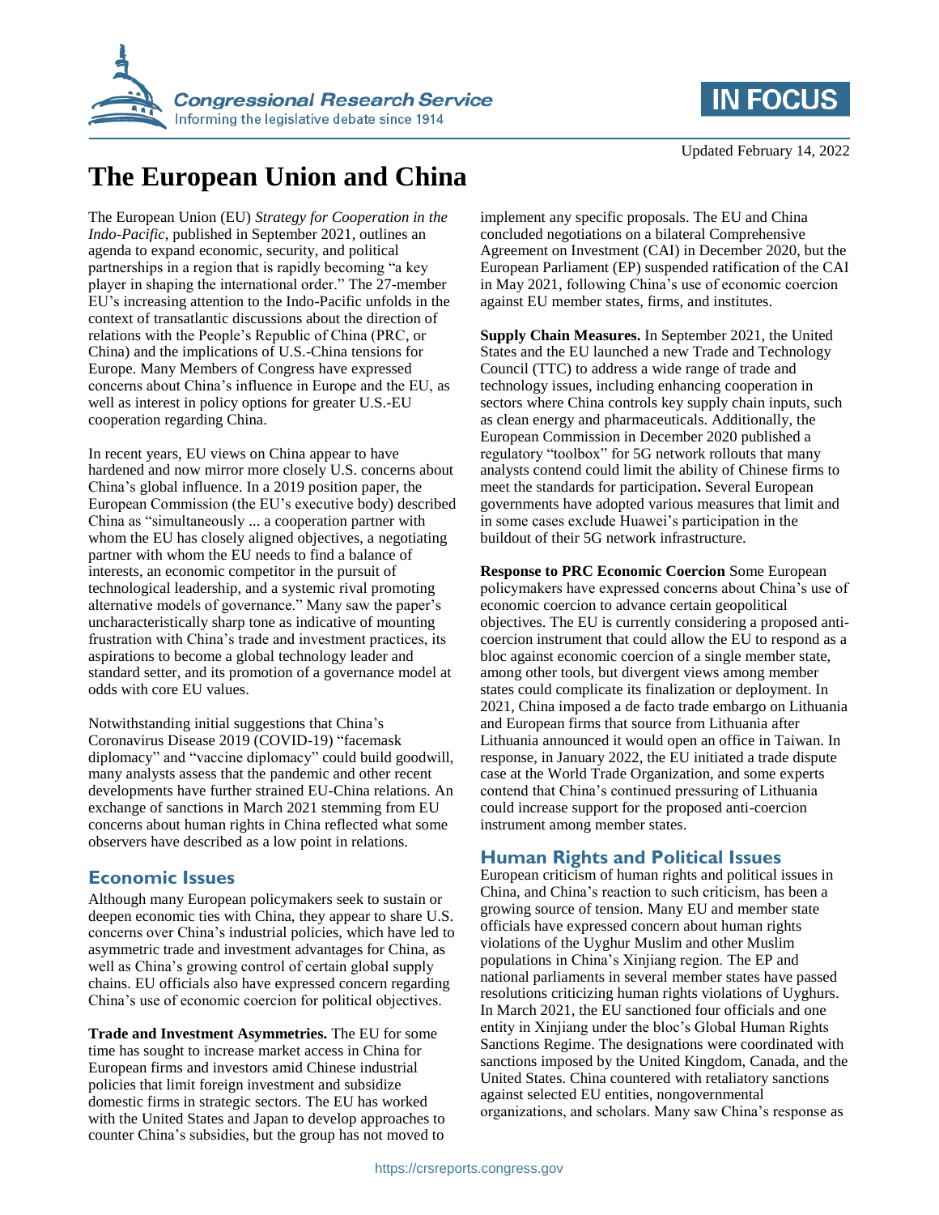Updated February 14, 2022

# The European Union and China

The European Union (EU) *Strategy for Cooperation in the Indo-Pacific*, published in September 2021, outlines an agenda to expand economic, security, and political partnerships in a region that is rapidly becoming "a key player in shaping the international order." The 27-member EU's increasing attention to the Indo-Pacific unfolds in the context of transatlantic discussions about the direction of relations with the People's Republic of China (PRC, or China) and the implications of U.S.-China tensions for Europe. Many Members of Congress have expressed concerns about China's influence in Europe and the EU, as well as interest in policy options for greater U.S.-EU cooperation regarding China.

In recent years, EU views on China appear to have hardened and now mirror more closely U.S. concerns about China's global influence. In a 2019 position paper, the European Commission (the EU's executive body) described China as "simultaneously ... a cooperation partner with whom the EU has closely aligned objectives, a negotiating partner with whom the EU needs to find a balance of interests, an economic competitor in the pursuit of technological leadership, and a systemic rival promoting alternative models of governance." Many saw the paper's uncharacteristically sharp tone as indicative of mounting frustration with China's trade and investment practices, its aspirations to become a global technology leader and standard setter, and its promotion of a governance model at odds with core EU values.

Notwithstanding initial suggestions that China's Coronavirus Disease 2019 (COVID-19) "facemask diplomacy" and "vaccine diplomacy" could build goodwill, many analysts assess that the pandemic and other recent developments have further strained EU-China relations. An exchange of sanctions in March 2021 stemming from EU concerns about human rights in China reflected what some observers have described as a low point in relations.

## Economic Issues

Although many European policymakers seek to sustain or deepen economic ties with China, they appear to share U.S. concerns over China's industrial policies, which have led to asymmetric trade and investment advantages for China, as well as China's growing control of certain global supply chains. EU officials also have expressed concern regarding China's use of economic coercion for political objectives.

**Trade and Investment Asymmetries.** The EU for some time has sought to increase market access in China for European firms and investors amid Chinese industrial policies that limit foreign investment and subsidize domestic firms in strategic sectors. The EU has worked with the United States and Japan to develop approaches to counter China's subsidies, but the group has not moved to implement any specific proposals. The EU and China concluded negotiations on a bilateral Comprehensive Agreement on Investment (CAI) in December 2020, but the European Parliament (EP) suspended ratification of the CAI in May 2021, following China's use of economic coercion against EU member states, firms, and institutes.

**Supply Chain Measures.** In September 2021, the United States and the EU launched a new Trade and Technology Council (TTC) to address a wide range of trade and technology issues, including enhancing cooperation in sectors where China controls key supply chain inputs, such as clean energy and pharmaceuticals. Additionally, the European Commission in December 2020 published a regulatory "toolbox" for 5G network rollouts that many analysts contend could limit the ability of Chinese firms to meet the standards for participation**.** Several European governments have adopted various measures that limit and in some cases exclude Huawei's participation in the buildout of their 5G network infrastructure.

**Response to PRC Economic Coercion** Some European policymakers have expressed concerns about China's use of economic coercion to advance certain geopolitical objectives. The EU is currently considering a proposed anti-coercion instrument that could allow the EU to respond as a bloc against economic coercion of a single member state, among other tools, but divergent views among member states could complicate its finalization or deployment. In 2021, China imposed a de facto trade embargo on Lithuania and European firms that source from Lithuania after Lithuania announced it would open an office in Taiwan. In response, in January 2022, the EU initiated a trade dispute case at the World Trade Organization, and some experts contend that China's continued pressuring of Lithuania could increase support for the proposed anti-coercion instrument among member states.

## Human Rights and Political Issues

European criticism of human rights and political issues in China, and China's reaction to such criticism, has been a growing source of tension. Many EU and member state officials have expressed concern about human rights violations of the Uyghur Muslim and other Muslim populations in China's Xinjiang region. The EP and national parliaments in several member states have passed resolutions criticizing human rights violations of Uyghurs. In March 2021, the EU sanctioned four officials and one entity in Xinjiang under the bloc's Global Human Rights Sanctions Regime. The designations were coordinated with sanctions imposed by the United Kingdom, Canada, and the United States. China countered with retaliatory sanctions against selected EU entities, nongovernmental organizations, and scholars. Many saw China's response as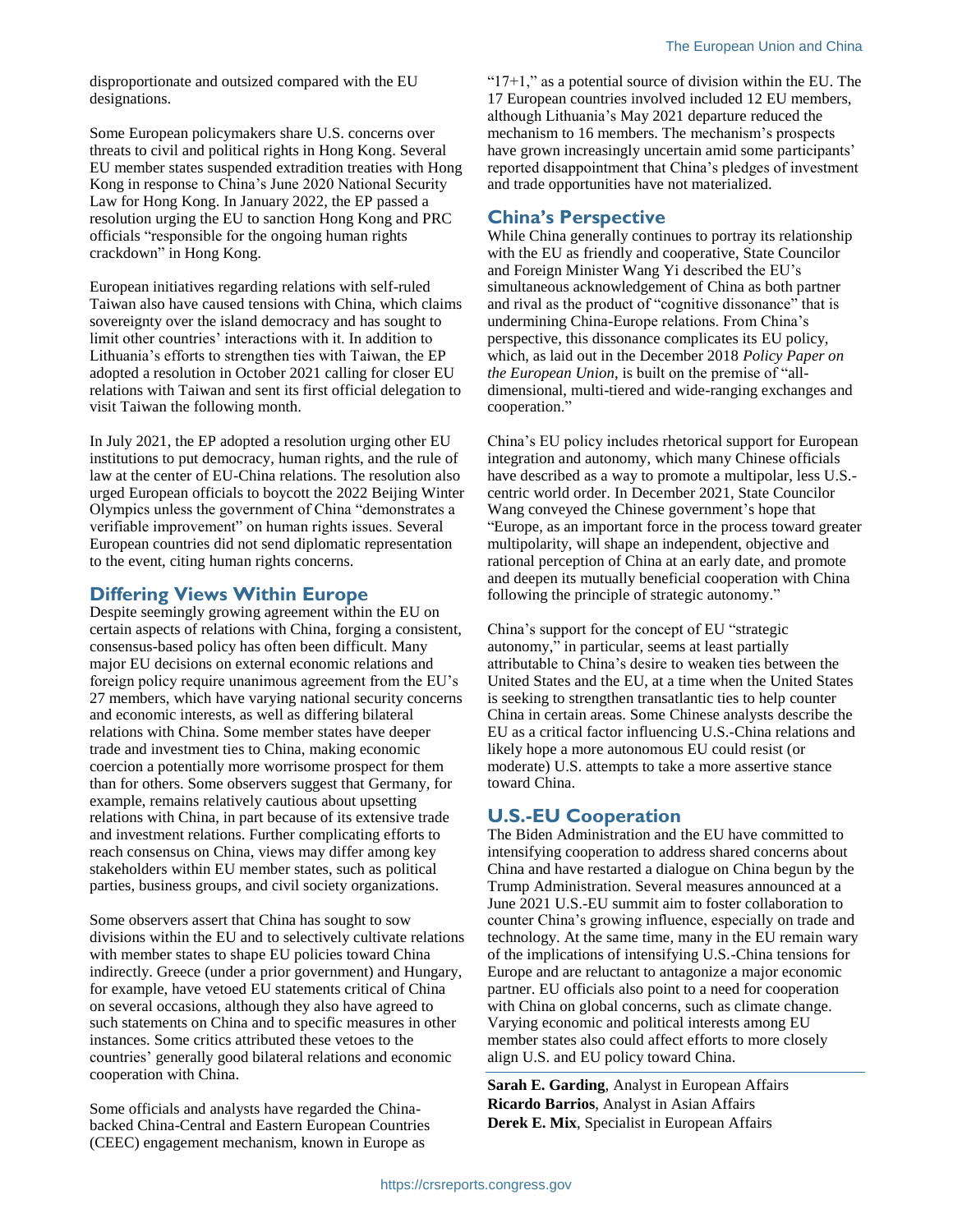disproportionate and outsized compared with the EU designations.

Some European policymakers share U.S. concerns over threats to civil and political rights in Hong Kong. Several EU member states suspended extradition treaties with Hong Kong in response to China's June 2020 National Security Law for Hong Kong. In January 2022, the EP passed a resolution urging the EU to sanction Hong Kong and PRC officials "responsible for the ongoing human rights crackdown" in Hong Kong.

European initiatives regarding relations with self-ruled Taiwan also have caused tensions with China, which claims sovereignty over the island democracy and has sought to limit other countries' interactions with it. In addition to Lithuania's efforts to strengthen ties with Taiwan, the EP adopted a resolution in October 2021 calling for closer EU relations with Taiwan and sent its first official delegation to visit Taiwan the following month.

In July 2021, the EP adopted a resolution urging other EU institutions to put democracy, human rights, and the rule of law at the center of EU-China relations. The resolution also urged European officials to boycott the 2022 Beijing Winter Olympics unless the government of China "demonstrates a verifiable improvement" on human rights issues. Several European countries did not send diplomatic representation to the event, citing human rights concerns.

## Differing Views Within Europe

Despite seemingly growing agreement within the EU on certain aspects of relations with China, forging a consistent, consensus-based policy has often been difficult. Many major EU decisions on external economic relations and foreign policy require unanimous agreement from the EU's 27 members, which have varying national security concerns and economic interests, as well as differing bilateral relations with China. Some member states have deeper trade and investment ties to China, making economic coercion a potentially more worrisome prospect for them than for others. Some observers suggest that Germany, for example, remains relatively cautious about upsetting relations with China, in part because of its extensive trade and investment relations. Further complicating efforts to reach consensus on China, views may differ among key stakeholders within EU member states, such as political parties, business groups, and civil society organizations.

Some observers assert that China has sought to sow divisions within the EU and to selectively cultivate relations with member states to shape EU policies toward China indirectly. Greece (under a prior government) and Hungary, for example, have vetoed EU statements critical of China on several occasions, although they also have agreed to such statements on China and to specific measures in other instances. Some critics attributed these vetoes to the countries' generally good bilateral relations and economic cooperation with China.

Some officials and analysts have regarded the China-backed China-Central and Eastern European Countries (CEEC) engagement mechanism, known in Europe as "17+1," as a potential source of division within the EU. The 17 European countries involved included 12 EU members, although Lithuania's May 2021 departure reduced the mechanism to 16 members. The mechanism's prospects have grown increasingly uncertain amid some participants' reported disappointment that China's pledges of investment and trade opportunities have not materialized.

## China's Perspective

While China generally continues to portray its relationship with the EU as friendly and cooperative, State Councilor and Foreign Minister Wang Yi described the EU's simultaneous acknowledgement of China as both partner and rival as the product of "cognitive dissonance" that is undermining China-Europe relations. From China's perspective, this dissonance complicates its EU policy, which, as laid out in the December 2018 *Policy Paper on the European Union*, is built on the premise of "all-dimensional, multi-tiered and wide-ranging exchanges and cooperation."

China's EU policy includes rhetorical support for European integration and autonomy, which many Chinese officials have described as a way to promote a multipolar, less U.S.-centric world order. In December 2021, State Councilor Wang conveyed the Chinese government's hope that "Europe, as an important force in the process toward greater multipolarity, will shape an independent, objective and rational perception of China at an early date, and promote and deepen its mutually beneficial cooperation with China following the principle of strategic autonomy."

China's support for the concept of EU "strategic autonomy," in particular, seems at least partially attributable to China's desire to weaken ties between the United States and the EU, at a time when the United States is seeking to strengthen transatlantic ties to help counter China in certain areas. Some Chinese analysts describe the EU as a critical factor influencing U.S.-China relations and likely hope a more autonomous EU could resist (or moderate) U.S. attempts to take a more assertive stance toward China.

## U.S.-EU Cooperation

The Biden Administration and the EU have committed to intensifying cooperation to address shared concerns about China and have restarted a dialogue on China begun by the Trump Administration. Several measures announced at a June 2021 U.S.-EU summit aim to foster collaboration to counter China's growing influence, especially on trade and technology. At the same time, many in the EU remain wary of the implications of intensifying U.S.-China tensions for Europe and are reluctant to antagonize a major economic partner. EU officials also point to a need for cooperation with China on global concerns, such as climate change. Varying economic and political interests among EU member states also could affect efforts to more closely align U.S. and EU policy toward China.

**Sarah E. Garding**, Analyst in European Affairs
**Ricardo Barrios**, Analyst in Asian Affairs
**Derek E. Mix**, Specialist in European Affairs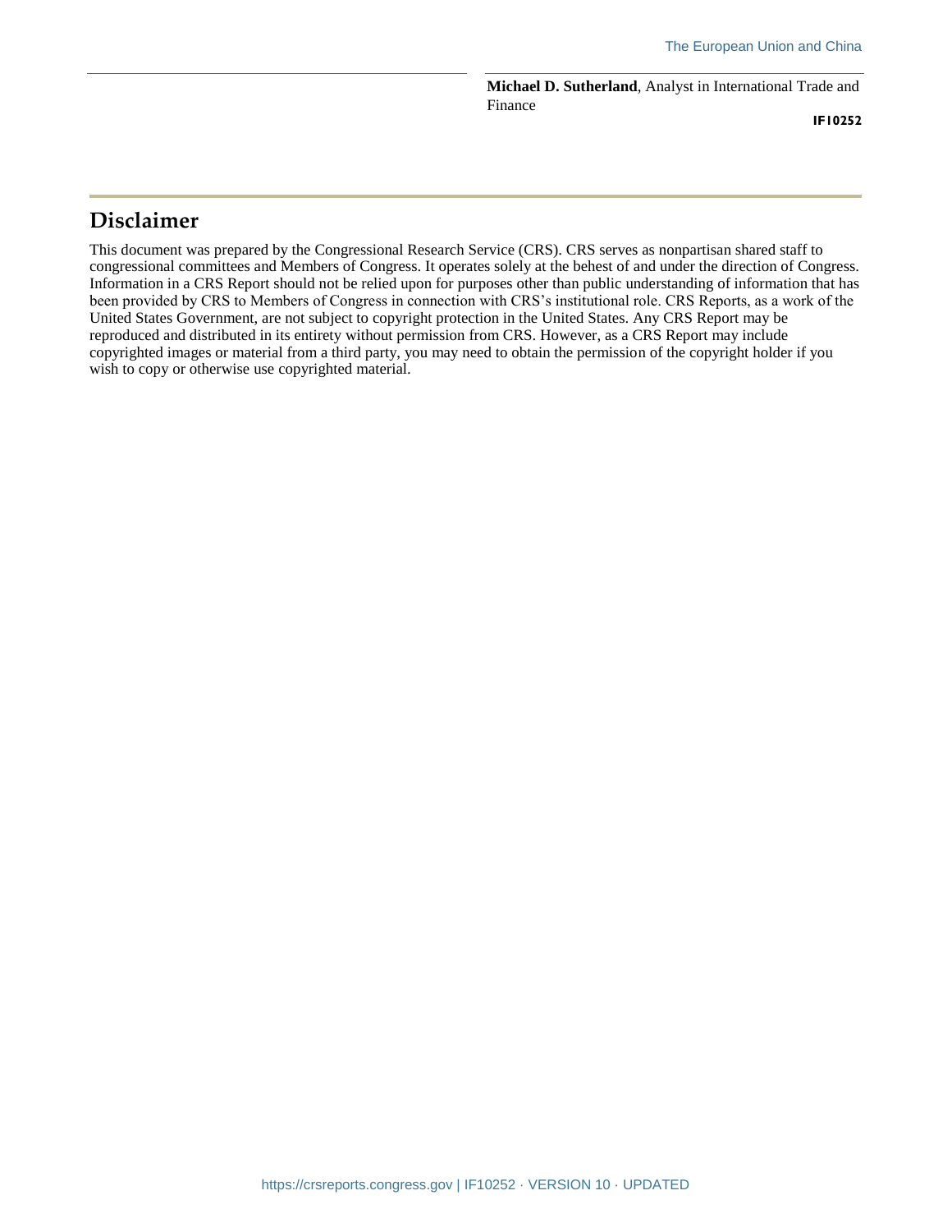**Michael D. Sutherland**, Analyst in International Trade and Finance

**IF10252**

## Disclaimer

This document was prepared by the Congressional Research Service (CRS). CRS serves as nonpartisan shared staff to congressional committees and Members of Congress. It operates solely at the behest of and under the direction of Congress. Information in a CRS Report should not be relied upon for purposes other than public understanding of information that has been provided by CRS to Members of Congress in connection with CRS's institutional role. CRS Reports, as a work of the United States Government, are not subject to copyright protection in the United States. Any CRS Report may be reproduced and distributed in its entirety without permission from CRS. However, as a CRS Report may include copyrighted images or material from a third party, you may need to obtain the permission of the copyright holder if you wish to copy or otherwise use copyrighted material.